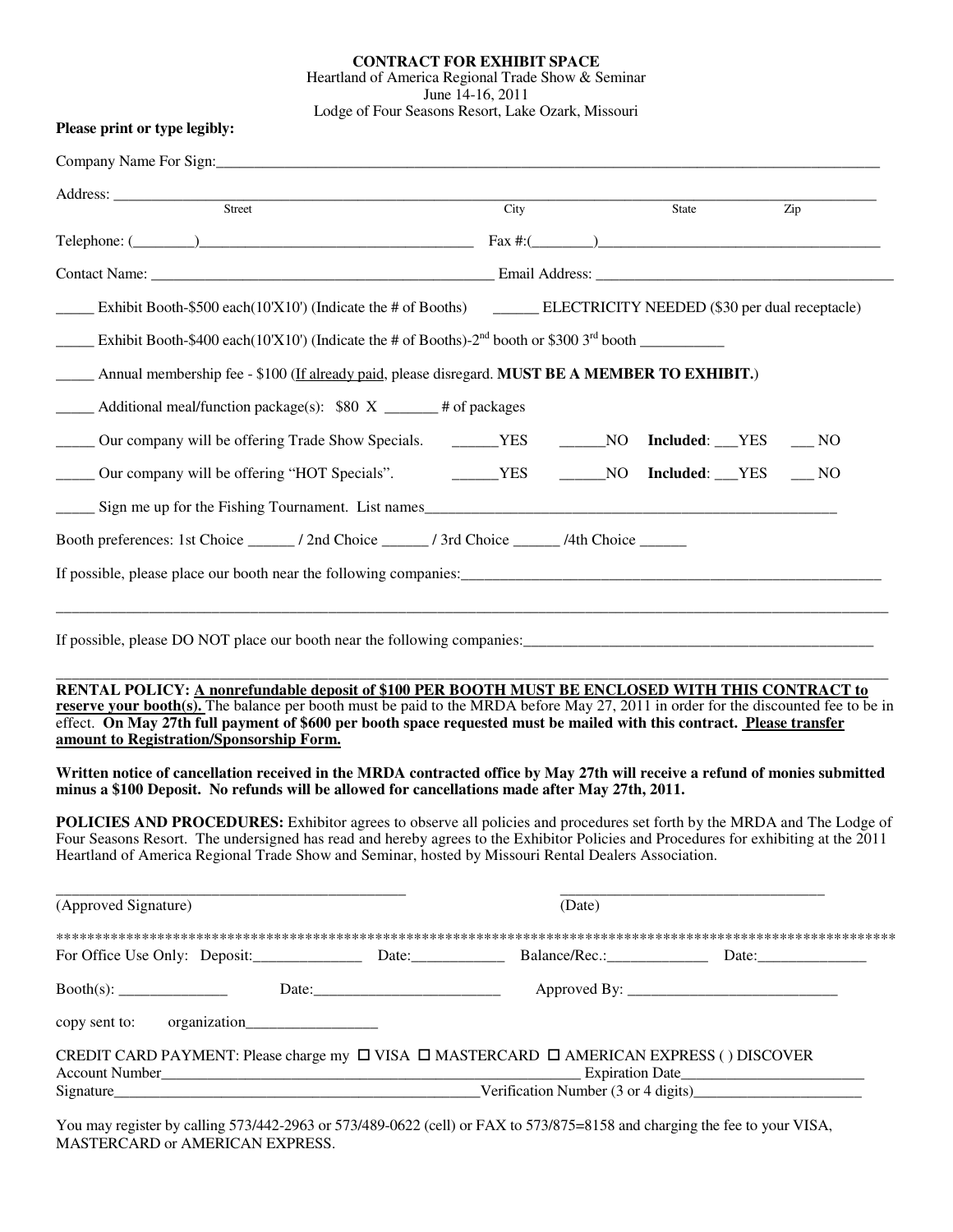# CONTRACT FOR EXHIBIT SPACE

Heartland of America Regional Trade Show & Seminar
June 14-16, 2011
Lodge of Four Seasons Resort, Lake Ozark, Missouri

**Please print or type legibly:**

Company Name For Sign:___________________________________________________________________________________

Address: ______________________________________________________________________________________________
Street City State Zip

Telephone: (________)___________________________________ Fax #:(________)____________________________________

Contact Name: _____________________________________________ Email Address: ______________________________________

_____ Exhibit Booth-$500 each(10'X10') (Indicate the # of Booths) ______ ELECTRICITY NEEDED ($30 per dual receptacle)

_____ Exhibit Booth-$400 each(10'X10') (Indicate the # of Booths)-2nd booth or $300 3rd booth ___________

_____ Annual membership fee - $100 (If already paid, please disregard. **MUST BE A MEMBER TO EXHIBIT.**)

_____ Additional meal/function package(s): $80 X _______ # of packages

_____ Our company will be offering Trade Show Specials. ______YES ______NO **Included**: ___YES ___ NO

_____ Our company will be offering "HOT Specials". ______YES ______NO **Included**: ___YES ___ NO

_____ Sign me up for the Fishing Tournament. List names_______________________________________________________

Booth preferences: 1st Choice ______ / 2nd Choice ______ / 3rd Choice ______ /4th Choice ______

If possible, please place our booth near the following companies:_________________________________________________

______________________________________________________________________________________________________

If possible, please DO NOT place our booth near the following companies:____________________________________________

______________________________________________________________________________________________________

**RENTAL POLICY: A nonrefundable deposit of $100 PER BOOTH MUST BE ENCLOSED WITH THIS CONTRACT to reserve your booth(s).** The balance per booth must be paid to the MRDA before May 27, 2011 in order for the discounted fee to be in effect. **On May 27th full payment of $600 per booth space requested must be mailed with this contract. Please transfer amount to Registration/Sponsorship Form.**

**Written notice of cancellation received in the MRDA contracted office by May 27th will receive a refund of monies submitted minus a $100 Deposit. No refunds will be allowed for cancellations made after May 27th, 2011.**

**POLICIES AND PROCEDURES:** Exhibitor agrees to observe all policies and procedures set forth by the MRDA and The Lodge of Four Seasons Resort. The undersigned has read and hereby agrees to the Exhibitor Policies and Procedures for exhibiting at the 2011 Heartland of America Regional Trade Show and Seminar, hosted by Missouri Rental Dealers Association.

_____________________________________________ ___________________________________
(Approved Signature) (Date)

*************************************************************************************************************

For Office Use Only: Deposit:______________ Date:____________ Balance/Rec.:_____________ Date:______________

Booth(s): ______________ Date:________________________ Approved By: ___________________________

copy sent to: organization_________________

CREDIT CARD PAYMENT: Please charge my ☐ VISA ☐ MASTERCARD ☐ AMERICAN EXPRESS ( ) DISCOVER
Account Number_______________________________________________________ Expiration Date________________________
Signature_______________________________________________Verification Number (3 or 4 digits)______________________

You may register by calling 573/442-2963 or 573/489-0622 (cell) or FAX to 573/875=8158 and charging the fee to your VISA, MASTERCARD or AMERICAN EXPRESS.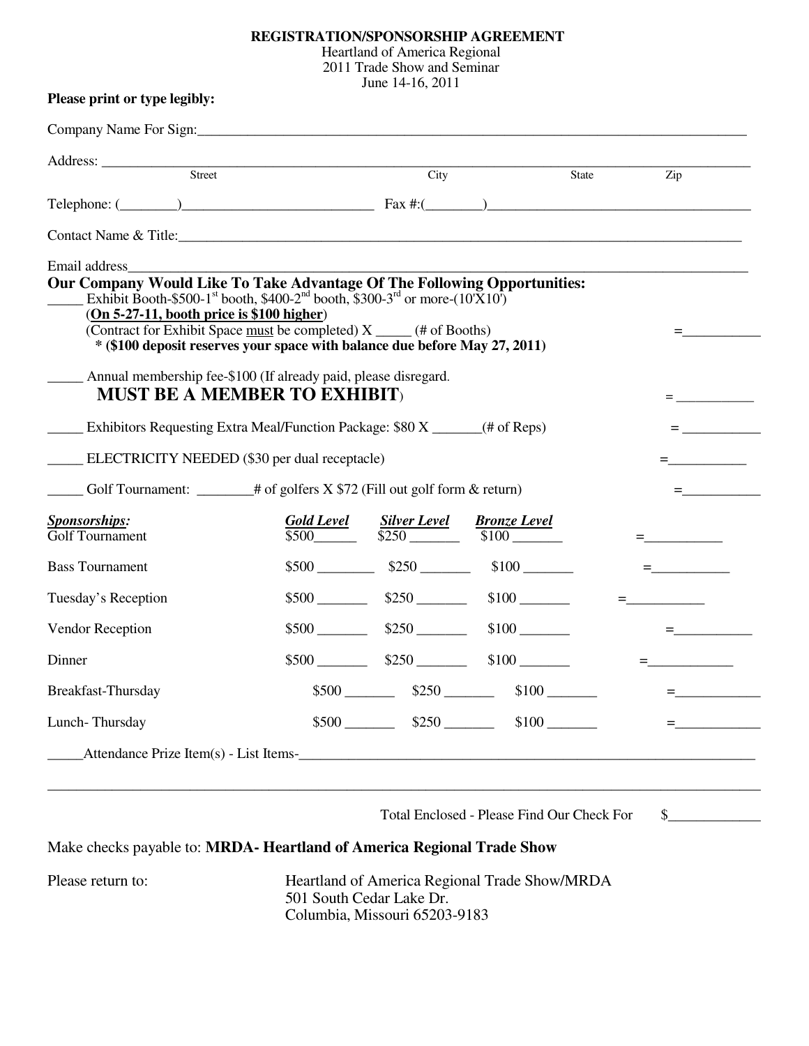# REGISTRATION/SPONSORSHIP AGREEMENT

Heartland of America Regional
2011 Trade Show and Seminar
June 14-16, 2011

**Please print or type legibly:**

Company Name For Sign:________________________________________________________________________________

Address: ________________________________________________________________________________
Street City State Zip

Telephone: (________)___________________________ Fax #:(________)_____________________________________

Contact Name & Title:________________________________________________________________________________

Email address________________________________________________________________________________

**Our Company Would Like To Take Advantage Of The Following Opportunities:**

_____ Exhibit Booth-$500-1st booth, $400-2nd booth, $300-3rd or more-(10'X10')
(**On 5-27-11, booth price is $100 higher**)
(Contract for Exhibit Space must be completed) X _____ (# of Booths) =___________
**\* ($100 deposit reserves your space with balance due before May 27, 2011)**

_____ Annual membership fee-$100 (If already paid, please disregard.
**MUST BE A MEMBER TO EXHIBIT**) = ___________

_____ Exhibitors Requesting Extra Meal/Function Package: $80 X _______(# of Reps) = ___________

_____ ELECTRICITY NEEDED ($30 per dual receptacle) =___________

_____ Golf Tournament: ________# of golfers X $72 (Fill out golf form & return) =___________

| ***Sponsorships:*** | ***Gold Level*** | ***Silver Level*** | ***Bronze Level*** | |
|---|---|---|---|---|
| Golf Tournament | $500______ | $250 _______ | $100 _______ | =___________ |
| Bass Tournament | $500 ________ | $250 _______ | $100 _______ | =___________ |
| Tuesday's Reception | $500 _______ | $250 _______ | $100 _______ | =___________ |
| Vendor Reception | $500 _______ | $250 _______ | $100 _______ | =___________ |
| Dinner | $500 _______ | $250 _______ | $100 _______ | =____________ |
| Breakfast-Thursday | $500 _______ | $250 _______ | $100 _______ | =___________ |
| Lunch- Thursday | $500 _______ | $250 _______ | $100 _______ | =___________ |

_____Attendance Prize Item(s) - List Items-_______________________________________________________________

________________________________________________________________________________________________

Total Enclosed - Please Find Our Check For $_____________

Make checks payable to: **MRDA- Heartland of America Regional Trade Show**

Please return to:
Heartland of America Regional Trade Show/MRDA
501 South Cedar Lake Dr.
Columbia, Missouri 65203-9183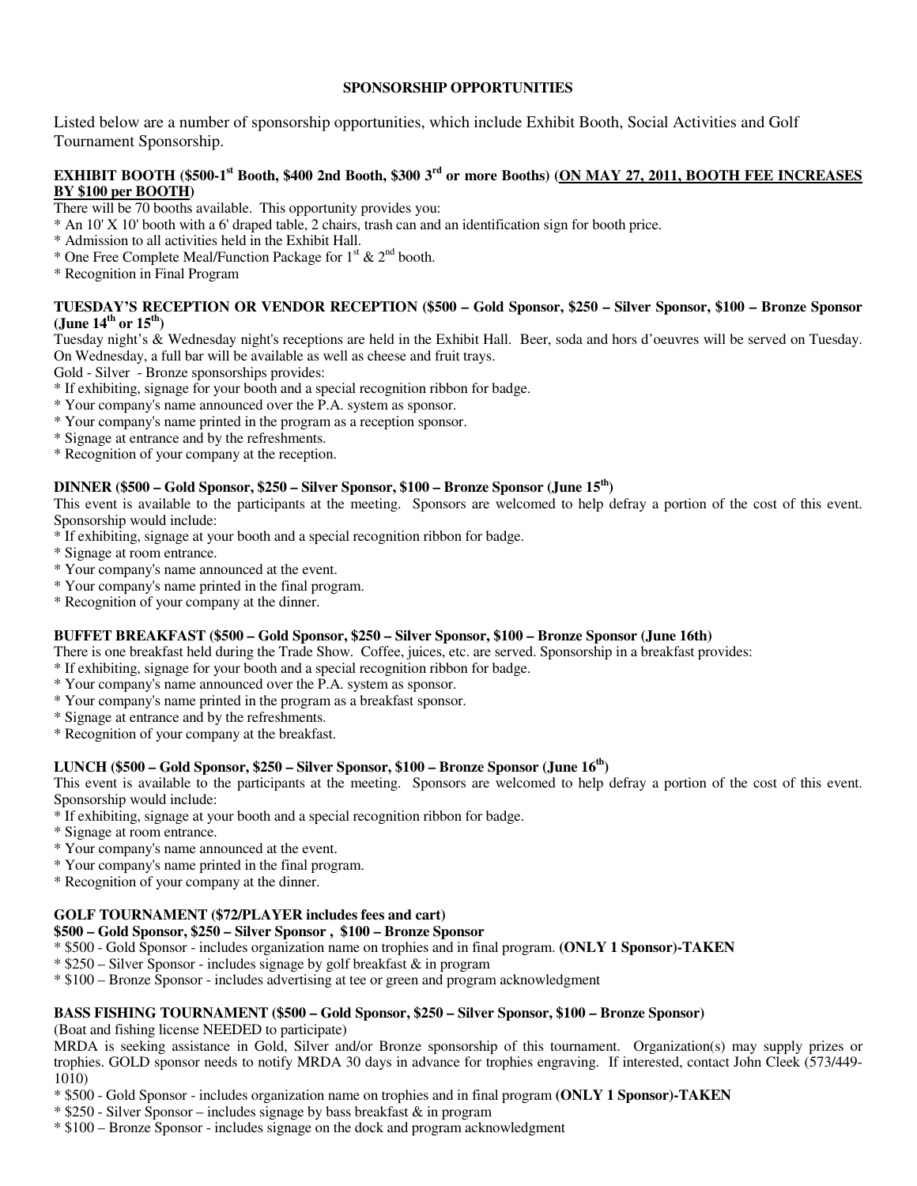# SPONSORSHIP OPPORTUNITIES

Listed below are a number of sponsorship opportunities, which include Exhibit Booth, Social Activities and Golf Tournament Sponsorship.

**EXHIBIT BOOTH ($500-1st Booth, $400 2nd Booth, $300 3rd or more Booths) (<u>ON MAY 27, 2011, BOOTH FEE INCREASES BY $100 per BOOTH</u>)**

There will be 70 booths available. This opportunity provides you:

* An 10' X 10' booth with a 6' draped table, 2 chairs, trash can and an identification sign for booth price.
* Admission to all activities held in the Exhibit Hall.
* One Free Complete Meal/Function Package for 1st & 2nd booth.
* Recognition in Final Program

**TUESDAY'S RECEPTION OR VENDOR RECEPTION ($500 – Gold Sponsor, $250 – Silver Sponsor, $100 – Bronze Sponsor (June 14th or 15th)**

Tuesday night's & Wednesday night's receptions are held in the Exhibit Hall. Beer, soda and hors d'oeuvres will be served on Tuesday. On Wednesday, a full bar will be available as well as cheese and fruit trays.

Gold - Silver - Bronze sponsorships provides:

* If exhibiting, signage for your booth and a special recognition ribbon for badge.
* Your company's name announced over the P.A. system as sponsor.
* Your company's name printed in the program as a reception sponsor.
* Signage at entrance and by the refreshments.
* Recognition of your company at the reception.

**DINNER ($500 – Gold Sponsor, $250 – Silver Sponsor, $100 – Bronze Sponsor (June 15th)**

This event is available to the participants at the meeting. Sponsors are welcomed to help defray a portion of the cost of this event. Sponsorship would include:

* If exhibiting, signage at your booth and a special recognition ribbon for badge.
* Signage at room entrance.
* Your company's name announced at the event.
* Your company's name printed in the final program.
* Recognition of your company at the dinner.

**BUFFET BREAKFAST ($500 – Gold Sponsor, $250 – Silver Sponsor, $100 – Bronze Sponsor (June 16th)**

There is one breakfast held during the Trade Show. Coffee, juices, etc. are served. Sponsorship in a breakfast provides:

* If exhibiting, signage for your booth and a special recognition ribbon for badge.
* Your company's name announced over the P.A. system as sponsor.
* Your company's name printed in the program as a breakfast sponsor.
* Signage at entrance and by the refreshments.
* Recognition of your company at the breakfast.

**LUNCH ($500 – Gold Sponsor, $250 – Silver Sponsor, $100 – Bronze Sponsor (June 16th)**

This event is available to the participants at the meeting. Sponsors are welcomed to help defray a portion of the cost of this event. Sponsorship would include:

* If exhibiting, signage at your booth and a special recognition ribbon for badge.
* Signage at room entrance.
* Your company's name announced at the event.
* Your company's name printed in the final program.
* Recognition of your company at the dinner.

**GOLF TOURNAMENT ($72/PLAYER includes fees and cart)**
**$500 – Gold Sponsor, $250 – Silver Sponsor , $100 – Bronze Sponsor**

* $500 - Gold Sponsor - includes organization name on trophies and in final program. **(ONLY 1 Sponsor)-TAKEN**
* $250 – Silver Sponsor - includes signage by golf breakfast & in program
* $100 – Bronze Sponsor - includes advertising at tee or green and program acknowledgment

**BASS FISHING TOURNAMENT ($500 – Gold Sponsor, $250 – Silver Sponsor, $100 – Bronze Sponsor)**

(Boat and fishing license NEEDED to participate)

MRDA is seeking assistance in Gold, Silver and/or Bronze sponsorship of this tournament. Organization(s) may supply prizes or trophies. GOLD sponsor needs to notify MRDA 30 days in advance for trophies engraving. If interested, contact John Cleek (573/449-1010)

* $500 - Gold Sponsor - includes organization name on trophies and in final program **(ONLY 1 Sponsor)-TAKEN**
* $250 - Silver Sponsor – includes signage by bass breakfast & in program
* $100 – Bronze Sponsor - includes signage on the dock and program acknowledgment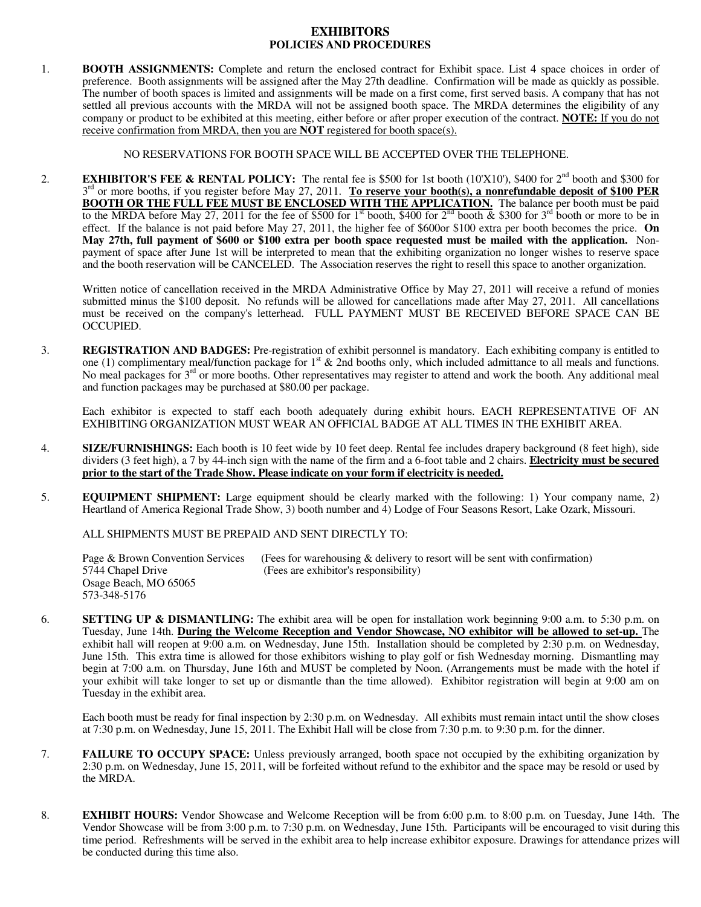# EXHIBITORS
## POLICIES AND PROCEDURES

1. **BOOTH ASSIGNMENTS:** Complete and return the enclosed contract for Exhibit space. List 4 space choices in order of preference. Booth assignments will be assigned after the May 27th deadline. Confirmation will be made as quickly as possible. The number of booth spaces is limited and assignments will be made on a first come, first served basis. A company that has not settled all previous accounts with the MRDA will not be assigned booth space. The MRDA determines the eligibility of any company or product to be exhibited at this meeting, either before or after proper execution of the contract. **<u>NOTE:</u>** <u>If you do not receive confirmation from MRDA, then you are **NOT** registered for booth space(s).</u>

   NO RESERVATIONS FOR BOOTH SPACE WILL BE ACCEPTED OVER THE TELEPHONE.

2. **EXHIBITOR'S FEE & RENTAL POLICY:** The rental fee is $500 for 1st booth (10'X10'), $400 for 2nd booth and $300 for 3rd or more booths, if you register before May 27, 2011. **<u>To reserve your booth(s), a nonrefundable deposit of $100 PER BOOTH OR THE FULL FEE MUST BE ENCLOSED WITH THE APPLICATION.</u>** The balance per booth must be paid to the MRDA before May 27, 2011 for the fee of $500 for 1st booth, $400 for 2nd booth & $300 for 3rd booth or more to be in effect. If the balance is not paid before May 27, 2011, the higher fee of $600or $100 extra per booth becomes the price. **On May 27th, full payment of $600 or $100 extra per booth space requested must be mailed with the application.** Non-payment of space after June 1st will be interpreted to mean that the exhibiting organization no longer wishes to reserve space and the booth reservation will be CANCELED. The Association reserves the right to resell this space to another organization.

   Written notice of cancellation received in the MRDA Administrative Office by May 27, 2011 will receive a refund of monies submitted minus the $100 deposit. No refunds will be allowed for cancellations made after May 27, 2011. All cancellations must be received on the company's letterhead. FULL PAYMENT MUST BE RECEIVED BEFORE SPACE CAN BE OCCUPIED.

3. **REGISTRATION AND BADGES:** Pre-registration of exhibit personnel is mandatory. Each exhibiting company is entitled to one (1) complimentary meal/function package for 1st & 2nd booths only, which included admittance to all meals and functions. No meal packages for 3rd or more booths. Other representatives may register to attend and work the booth. Any additional meal and function packages may be purchased at $80.00 per package.

   Each exhibitor is expected to staff each booth adequately during exhibit hours. EACH REPRESENTATIVE OF AN EXHIBITING ORGANIZATION MUST WEAR AN OFFICIAL BADGE AT ALL TIMES IN THE EXHIBIT AREA.

4. **SIZE/FURNISHINGS:** Each booth is 10 feet wide by 10 feet deep. Rental fee includes drapery background (8 feet high), side dividers (3 feet high), a 7 by 44-inch sign with the name of the firm and a 6-foot table and 2 chairs. **<u>Electricity must be secured prior to the start of the Trade Show. Please indicate on your form if electricity is needed.</u>**

5. **EQUIPMENT SHIPMENT:** Large equipment should be clearly marked with the following: 1) Your company name, 2) Heartland of America Regional Trade Show, 3) booth number and 4) Lodge of Four Seasons Resort, Lake Ozark, Missouri.

   ALL SHIPMENTS MUST BE PREPAID AND SENT DIRECTLY TO:

   Page & Brown Convention Services (Fees for warehousing & delivery to resort will be sent with confirmation)
   5744 Chapel Drive (Fees are exhibitor's responsibility)
   Osage Beach, MO 65065
   573-348-5176

6. **SETTING UP & DISMANTLING:** The exhibit area will be open for installation work beginning 9:00 a.m. to 5:30 p.m. on Tuesday, June 14th. **<u>During the Welcome Reception and Vendor Showcase, NO exhibitor will be allowed to set-up.</u>** The exhibit hall will reopen at 9:00 a.m. on Wednesday, June 15th. Installation should be completed by 2:30 p.m. on Wednesday, June 15th. This extra time is allowed for those exhibitors wishing to play golf or fish Wednesday morning. Dismantling may begin at 7:00 a.m. on Thursday, June 16th and MUST be completed by Noon. (Arrangements must be made with the hotel if your exhibit will take longer to set up or dismantle than the time allowed). Exhibitor registration will begin at 9:00 am on Tuesday in the exhibit area.

   Each booth must be ready for final inspection by 2:30 p.m. on Wednesday. All exhibits must remain intact until the show closes at 7:30 p.m. on Wednesday, June 15, 2011. The Exhibit Hall will be close from 7:30 p.m. to 9:30 p.m. for the dinner.

7. **FAILURE TO OCCUPY SPACE:** Unless previously arranged, booth space not occupied by the exhibiting organization by 2:30 p.m. on Wednesday, June 15, 2011, will be forfeited without refund to the exhibitor and the space may be resold or used by the MRDA.

8. **EXHIBIT HOURS:** Vendor Showcase and Welcome Reception will be from 6:00 p.m. to 8:00 p.m. on Tuesday, June 14th. The Vendor Showcase will be from 3:00 p.m. to 7:30 p.m. on Wednesday, June 15th. Participants will be encouraged to visit during this time period. Refreshments will be served in the exhibit area to help increase exhibitor exposure. Drawings for attendance prizes will be conducted during this time also.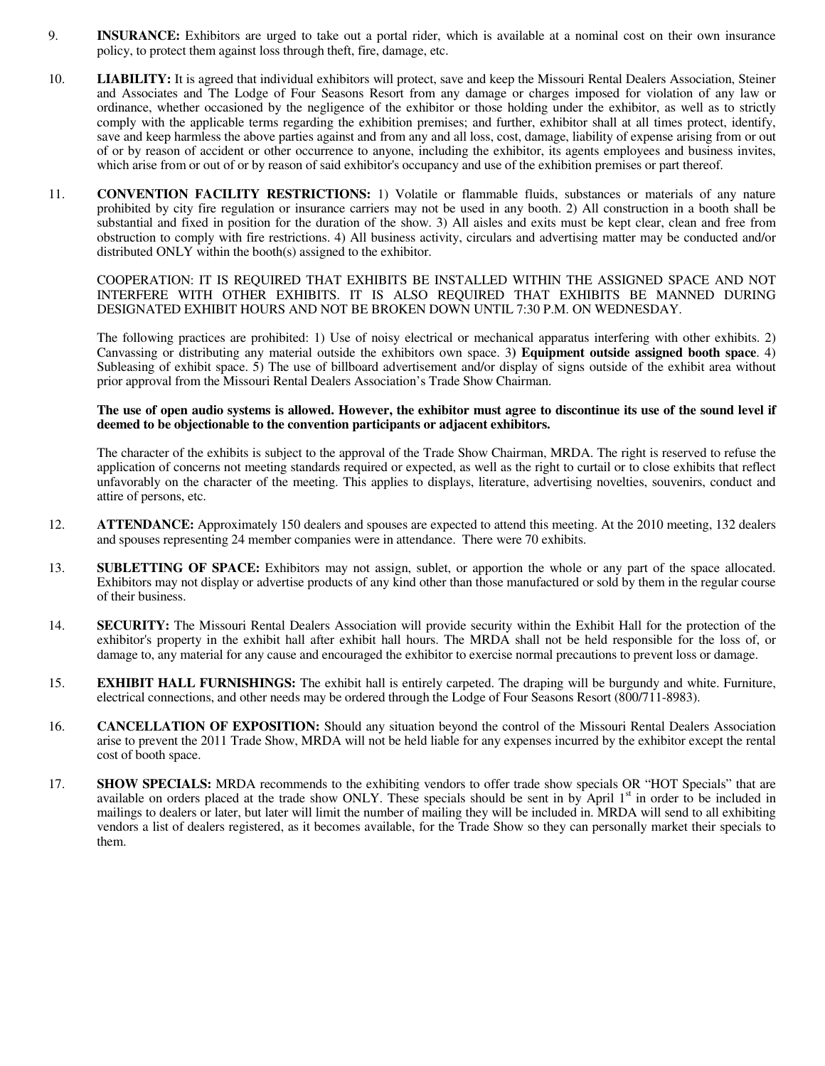9. **INSURANCE:** Exhibitors are urged to take out a portal rider, which is available at a nominal cost on their own insurance policy, to protect them against loss through theft, fire, damage, etc.

10. **LIABILITY:** It is agreed that individual exhibitors will protect, save and keep the Missouri Rental Dealers Association, Steiner and Associates and The Lodge of Four Seasons Resort from any damage or charges imposed for violation of any law or ordinance, whether occasioned by the negligence of the exhibitor or those holding under the exhibitor, as well as to strictly comply with the applicable terms regarding the exhibition premises; and further, exhibitor shall at all times protect, identify, save and keep harmless the above parties against and from any and all loss, cost, damage, liability of expense arising from or out of or by reason of accident or other occurrence to anyone, including the exhibitor, its agents employees and business invites, which arise from or out of or by reason of said exhibitor's occupancy and use of the exhibition premises or part thereof.

11. **CONVENTION FACILITY RESTRICTIONS:** 1) Volatile or flammable fluids, substances or materials of any nature prohibited by city fire regulation or insurance carriers may not be used in any booth. 2) All construction in a booth shall be substantial and fixed in position for the duration of the show. 3) All aisles and exits must be kept clear, clean and free from obstruction to comply with fire restrictions. 4) All business activity, circulars and advertising matter may be conducted and/or distributed ONLY within the booth(s) assigned to the exhibitor.

    COOPERATION: IT IS REQUIRED THAT EXHIBITS BE INSTALLED WITHIN THE ASSIGNED SPACE AND NOT INTERFERE WITH OTHER EXHIBITS. IT IS ALSO REQUIRED THAT EXHIBITS BE MANNED DURING DESIGNATED EXHIBIT HOURS AND NOT BE BROKEN DOWN UNTIL 7:30 P.M. ON WEDNESDAY.

    The following practices are prohibited: 1) Use of noisy electrical or mechanical apparatus interfering with other exhibits. 2) Canvassing or distributing any material outside the exhibitors own space. 3**) Equipment outside assigned booth space**. 4) Subleasing of exhibit space. 5) The use of billboard advertisement and/or display of signs outside of the exhibit area without prior approval from the Missouri Rental Dealers Association's Trade Show Chairman.

    **The use of open audio systems is allowed. However, the exhibitor must agree to discontinue its use of the sound level if deemed to be objectionable to the convention participants or adjacent exhibitors.**

    The character of the exhibits is subject to the approval of the Trade Show Chairman, MRDA. The right is reserved to refuse the application of concerns not meeting standards required or expected, as well as the right to curtail or to close exhibits that reflect unfavorably on the character of the meeting. This applies to displays, literature, advertising novelties, souvenirs, conduct and attire of persons, etc.

12. **ATTENDANCE:** Approximately 150 dealers and spouses are expected to attend this meeting. At the 2010 meeting, 132 dealers and spouses representing 24 member companies were in attendance. There were 70 exhibits.

13. **SUBLETTING OF SPACE:** Exhibitors may not assign, sublet, or apportion the whole or any part of the space allocated. Exhibitors may not display or advertise products of any kind other than those manufactured or sold by them in the regular course of their business.

14. **SECURITY:** The Missouri Rental Dealers Association will provide security within the Exhibit Hall for the protection of the exhibitor's property in the exhibit hall after exhibit hall hours. The MRDA shall not be held responsible for the loss of, or damage to, any material for any cause and encouraged the exhibitor to exercise normal precautions to prevent loss or damage.

15. **EXHIBIT HALL FURNISHINGS:** The exhibit hall is entirely carpeted. The draping will be burgundy and white. Furniture, electrical connections, and other needs may be ordered through the Lodge of Four Seasons Resort (800/711-8983).

16. **CANCELLATION OF EXPOSITION:** Should any situation beyond the control of the Missouri Rental Dealers Association arise to prevent the 2011 Trade Show, MRDA will not be held liable for any expenses incurred by the exhibitor except the rental cost of booth space.

17. **SHOW SPECIALS:** MRDA recommends to the exhibiting vendors to offer trade show specials OR "HOT Specials" that are available on orders placed at the trade show ONLY. These specials should be sent in by April 1st in order to be included in mailings to dealers or later, but later will limit the number of mailing they will be included in. MRDA will send to all exhibiting vendors a list of dealers registered, as it becomes available, for the Trade Show so they can personally market their specials to them.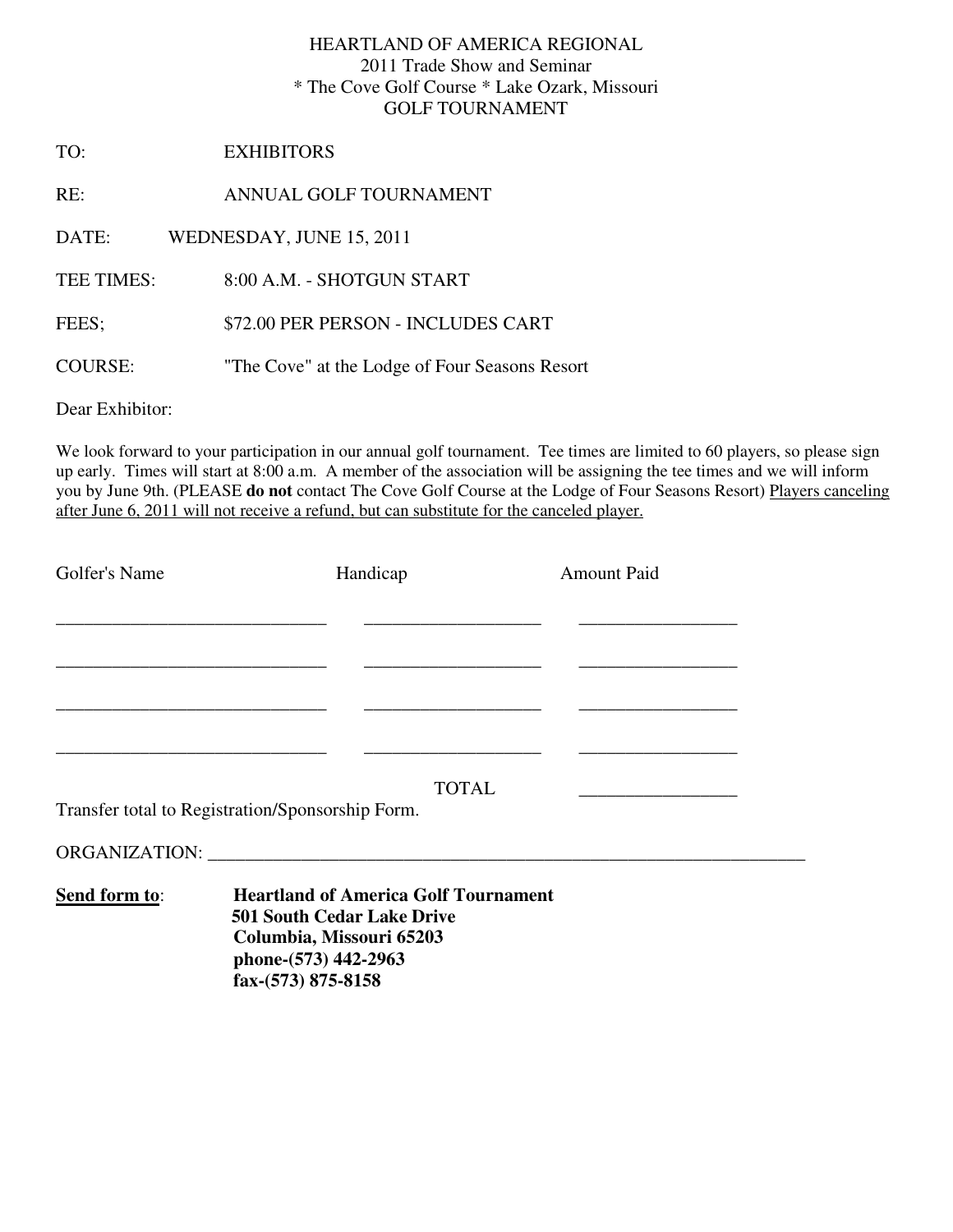# HEARTLAND OF AMERICA REGIONAL
2011 Trade Show and Seminar
* The Cove Golf Course * Lake Ozark, Missouri
GOLF TOURNAMENT

TO: EXHIBITORS

RE: ANNUAL GOLF TOURNAMENT

DATE: WEDNESDAY, JUNE 15, 2011

TEE TIMES: 8:00 A.M. - SHOTGUN START

FEES; $72.00 PER PERSON - INCLUDES CART

COURSE: "The Cove" at the Lodge of Four Seasons Resort

Dear Exhibitor:

We look forward to your participation in our annual golf tournament. Tee times are limited to 60 players, so please sign up early. Times will start at 8:00 a.m. A member of the association will be assigning the tee times and we will inform you by June 9th. (PLEASE **do not** contact The Cove Golf Course at the Lodge of Four Seasons Resort) <u>Players canceling after June 6, 2011 will not receive a refund, but can substitute for the canceled player.</u>

| Golfer's Name | Handicap | Amount Paid |
|---|---|---|
| ____________________________ | __________________ | ________________ |
| ____________________________ | __________________ | ________________ |
| ____________________________ | __________________ | ________________ |
| ____________________________ | __________________ | ________________ |
| | TOTAL | ________________ |

Transfer total to Registration/Sponsorship Form.

ORGANIZATION: ______________________________________________________________

**<u>Send form to</u>:** **Heartland of America Golf Tournament**
**501 South Cedar Lake Drive**
**Columbia, Missouri 65203**
**phone-(573) 442-2963**
**fax-(573) 875-8158**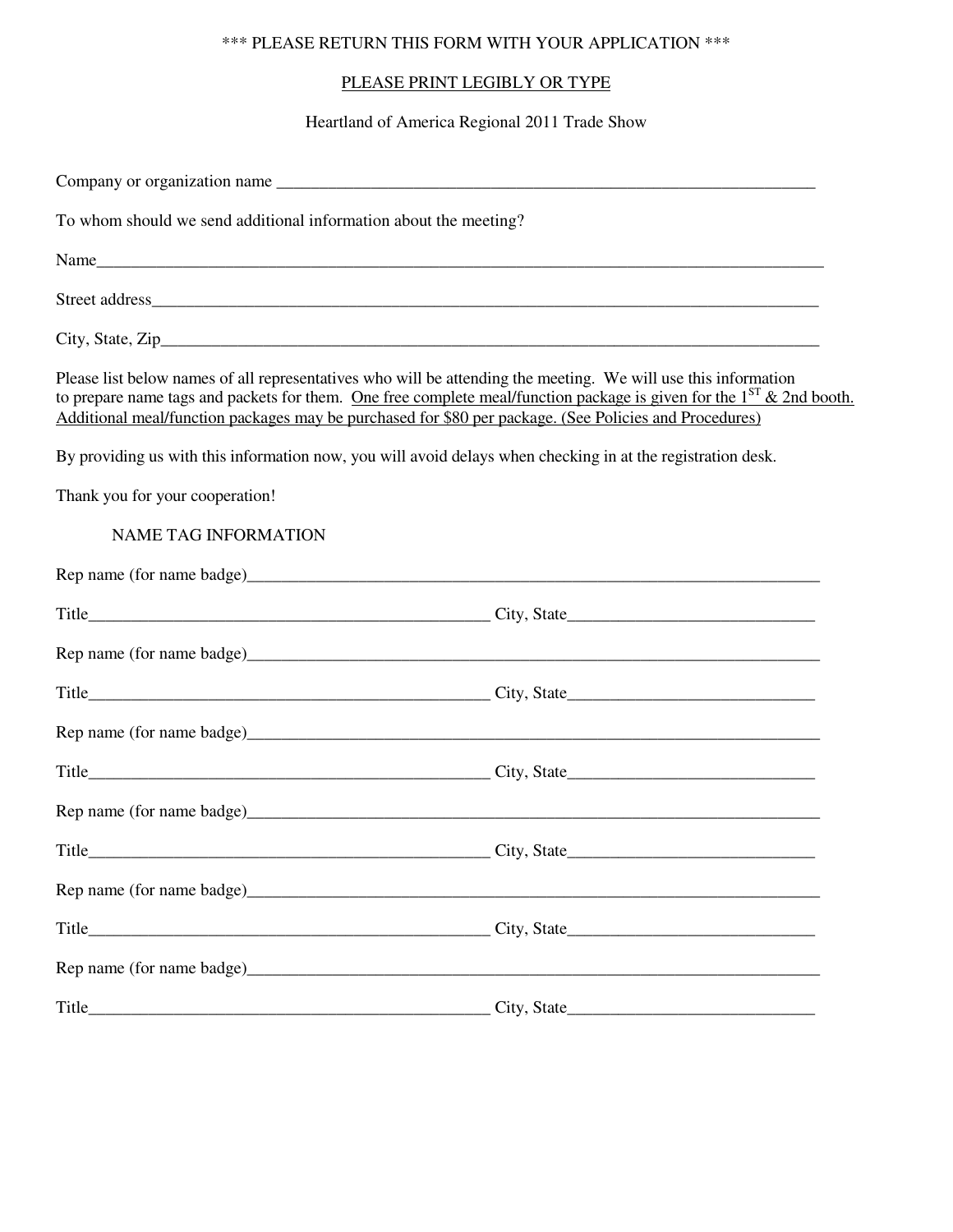\*\*\* PLEASE RETURN THIS FORM WITH YOUR APPLICATION \*\*\*

PLEASE PRINT LEGIBLY OR TYPE

Heartland of America Regional 2011 Trade Show

Company or organization name ________________________________________________________________

To whom should we send additional information about the meeting?

Name__________________________________________________________________________________________

Street address_______________________________________________________________________________

City, State, Zip_____________________________________________________________________________

Please list below names of all representatives who will be attending the meeting. We will use this information to prepare name tags and packets for them. One free complete meal/function package is given for the 1[ST] & 2nd booth. Additional meal/function packages may be purchased for $80 per package. (See Policies and Procedures)

By providing us with this information now, you will avoid delays when checking in at the registration desk.

Thank you for your cooperation!

NAME TAG INFORMATION

Rep name (for name badge)_____________________________________________________________________

Title_______________________________________________ City, State_____________________________

Rep name (for name badge)_____________________________________________________________________

Title_______________________________________________ City, State_____________________________

Rep name (for name badge)_____________________________________________________________________

Title_______________________________________________ City, State_____________________________

Rep name (for name badge)_____________________________________________________________________

Title_______________________________________________ City, State_____________________________

Rep name (for name badge)_____________________________________________________________________

Title_______________________________________________ City, State_____________________________

Rep name (for name badge)_____________________________________________________________________

Title_______________________________________________ City, State_____________________________